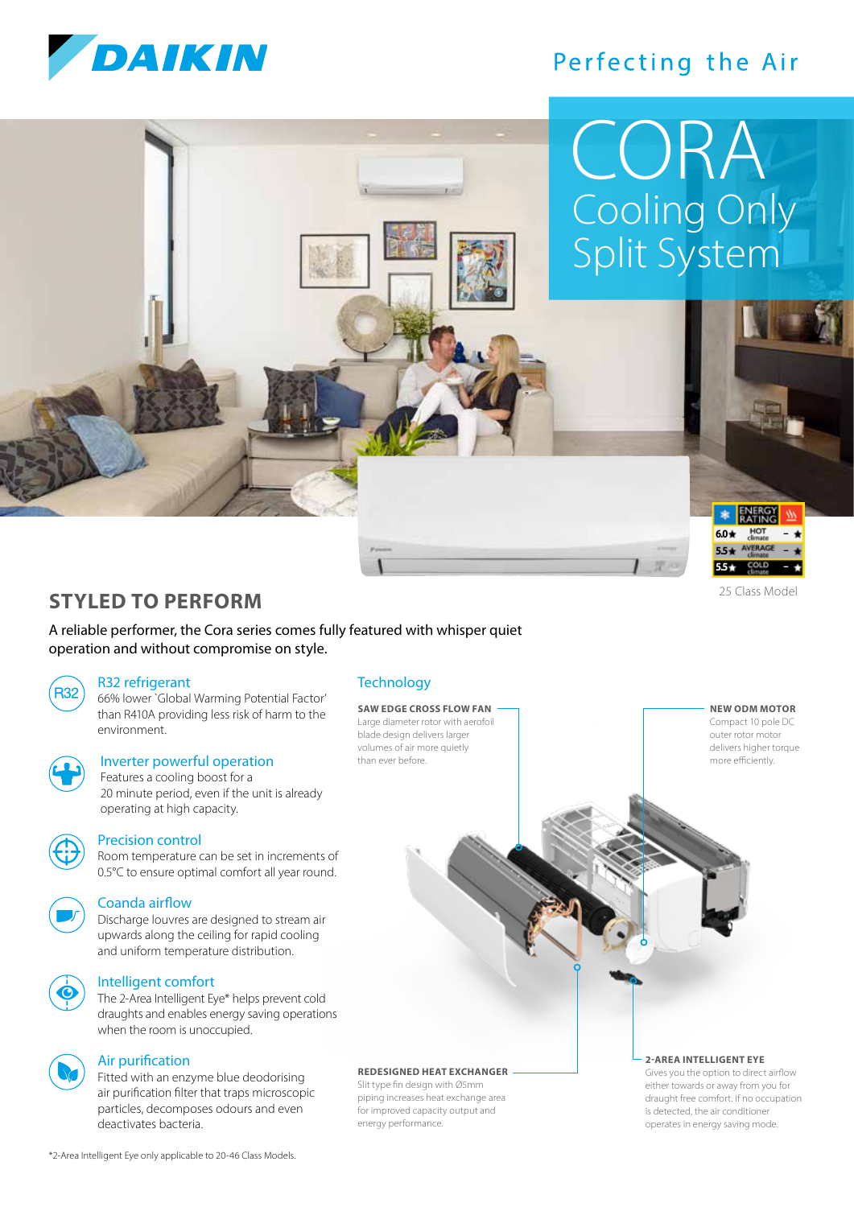# DAIKIN

Perfecting the Air

# CORA
## Cooling Only Split System

| ENERGY RATING | |
|---|---|
| 6.0★ HOT climate | – ★ |
| 5.5★ AVERAGE climate | – ★ |
| 5.5★ COLD climate | – ★ |

25 Class Model

## STYLED TO PERFORM

A reliable performer, the Cora series comes fully featured with whisper quiet operation and without compromise on style.

### R32 refrigerant
66% lower 'Global Warming Potential Factor' than R410A providing less risk of harm to the environment.

### Inverter powerful operation
Features a cooling boost for a 20 minute period, even if the unit is already operating at high capacity.

### Precision control
Room temperature can be set in increments of 0.5°C to ensure optimal comfort all year round.

### Coanda airflow
Discharge louvres are designed to stream air upwards along the ceiling for rapid cooling and uniform temperature distribution.

### Intelligent comfort
The 2-Area Intelligent Eye* helps prevent cold draughts and enables energy saving operations when the room is unoccupied.

### Air purification
Fitted with an enzyme blue deodorising air purification filter that traps microscopic particles, decomposes odours and even deactivates bacteria.

### Technology

**SAW EDGE CROSS FLOW FAN**
Large diameter rotor with aerofoil blade design delivers larger volumes of air more quietly than ever before.

**NEW ODM MOTOR**
Compact 10 pole DC outer rotor motor delivers higher torque more efficiently.

**REDESIGNED HEAT EXCHANGER**
Slit type fin design with Ø5mm piping increases heat exchange area for improved capacity output and energy performance.

**2-AREA INTELLIGENT EYE**
Gives you the option to direct airflow either towards or away from you for draught free comfort. If no occupation is detected, the air conditioner operates in energy saving mode.

*2-Area Intelligent Eye only applicable to 20-46 Class Models.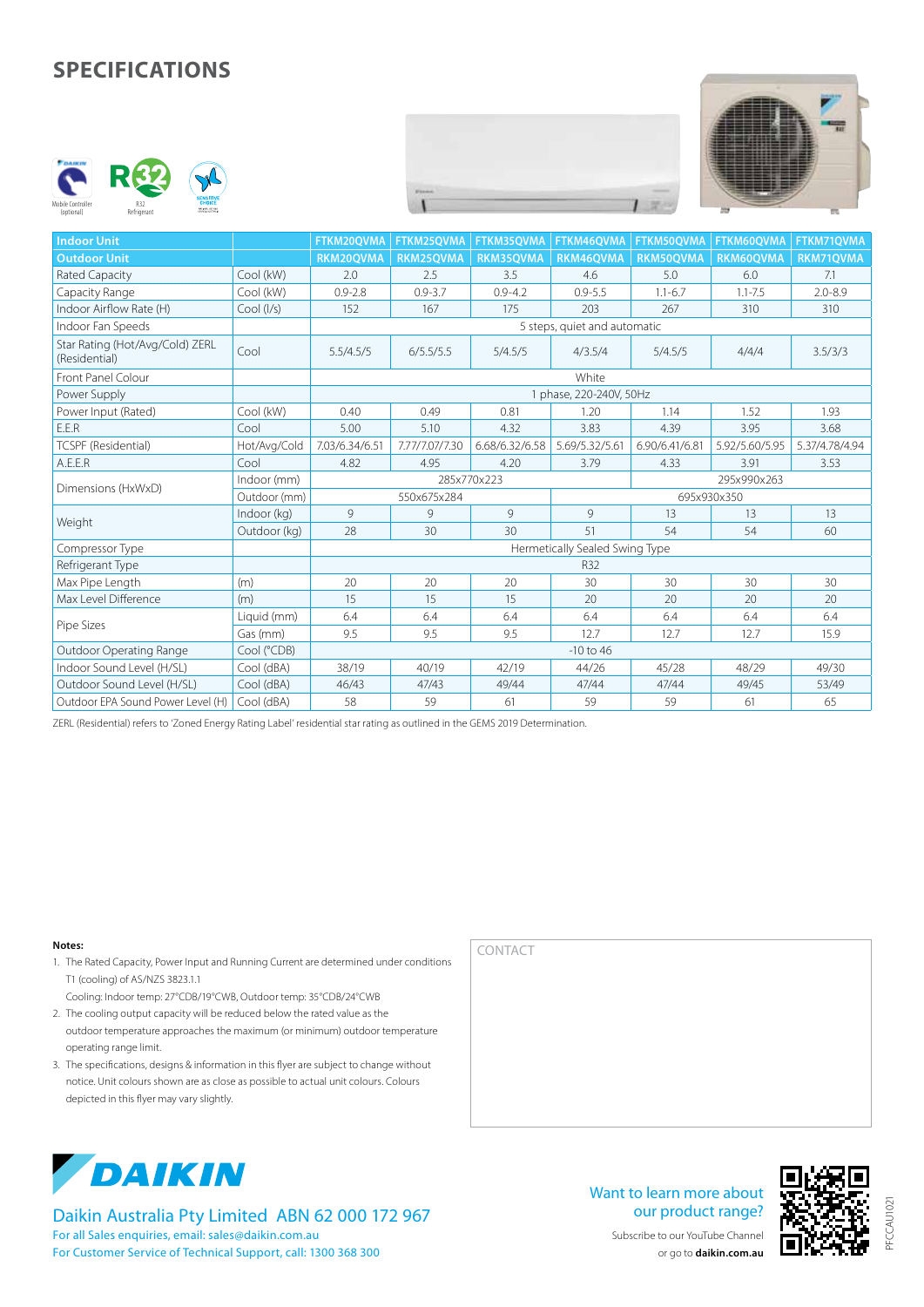## SPECIFICATIONS

Mobile Controller (optional)

R32 Refrigerant

| Indoor Unit | | FTKM20QVMA | FTKM25QVMA | FTKM35QVMA | FTKM46QVMA | FTKM50QVMA | FTKM60QVMA | FTKM71QVMA |
|---|---|---|---|---|---|---|---|---|
| Outdoor Unit | | RKM20QVMA | RKM25QVMA | RKM35QVMA | RKM46QVMA | RKM50QVMA | RKM60QVMA | RKM71QVMA |
| Rated Capacity | Cool (kW) | 2.0 | 2.5 | 3.5 | 4.6 | 5.0 | 6.0 | 7.1 |
| Capacity Range | Cool (kW) | 0.9-2.8 | 0.9-3.7 | 0.9-4.2 | 0.9-5.5 | 1.1-6.7 | 1.1-7.5 | 2.0-8.9 |
| Indoor Airflow Rate (H) | Cool (l/s) | 152 | 167 | 175 | 203 | 267 | 310 | 310 |
| Indoor Fan Speeds | | 5 steps, quiet and automatic | | | | | | |
| Star Rating (Hot/Avg/Cold) ZERL (Residential) | Cool | 5.5/4.5/5 | 6/5.5/5.5 | 5/4.5/5 | 4/3.5/4 | 5/4.5/5 | 4/4/4 | 3.5/3/3 |
| Front Panel Colour | | White | | | | | | |
| Power Supply | | 1 phase, 220-240V, 50Hz | | | | | | |
| Power Input (Rated) | Cool (kW) | 0.40 | 0.49 | 0.81 | 1.20 | 1.14 | 1.52 | 1.93 |
| E.E.R | Cool | 5.00 | 5.10 | 4.32 | 3.83 | 4.39 | 3.95 | 3.68 |
| TCSPF (Residential) | Hot/Avg/Cold | 7.03/6.34/6.51 | 7.77/7.07/7.30 | 6.68/6.32/6.58 | 5.69/5.32/5.61 | 6.90/6.41/6.81 | 5.92/5.60/5.95 | 5.37/4.78/4.94 |
| A.E.E.R | Cool | 4.82 | 4.95 | 4.20 | 3.79 | 4.33 | 3.91 | 3.53 |
| Dimensions (HxWxD) | Indoor (mm) | 285x770x223 | | | | 295x990x263 | | |
| | Outdoor (mm) | 550x675x284 | | | 695x930x350 | | | |
| Weight | Indoor (kg) | 9 | 9 | 9 | 9 | 13 | 13 | 13 |
| | Outdoor (kg) | 28 | 30 | 30 | 51 | 54 | 54 | 60 |
| Compressor Type | | Hermetically Sealed Swing Type | | | | | | |
| Refrigerant Type | | R32 | | | | | | |
| Max Pipe Length | (m) | 20 | 20 | 20 | 30 | 30 | 30 | 30 |
| Max Level Difference | (m) | 15 | 15 | 15 | 20 | 20 | 20 | 20 |
| Pipe Sizes | Liquid (mm) | 6.4 | 6.4 | 6.4 | 6.4 | 6.4 | 6.4 | 6.4 |
| | Gas (mm) | 9.5 | 9.5 | 9.5 | 12.7 | 12.7 | 12.7 | 15.9 |
| Outdoor Operating Range | Cool (°CDB) | -10 to 46 | | | | | | |
| Indoor Sound Level (H/SL) | Cool (dBA) | 38/19 | 40/19 | 42/19 | 44/26 | 45/28 | 48/29 | 49/30 |
| Outdoor Sound Level (H/SL) | Cool (dBA) | 46/43 | 47/43 | 49/44 | 47/44 | 47/44 | 49/45 | 53/49 |
| Outdoor EPA Sound Power Level (H) | Cool (dBA) | 58 | 59 | 61 | 59 | 59 | 61 | 65 |

ZERL (Residential) refers to 'Zoned Energy Rating Label' residential star rating as outlined in the GEMS 2019 Determination.

**Notes:**

1. The Rated Capacity, Power Input and Running Current are determined under conditions T1 (cooling) of AS/NZS 3823.1.1
   Cooling: Indoor temp: 27°CDB/19°CWB, Outdoor temp: 35°CDB/24°CWB
2. The cooling output capacity will be reduced below the rated value as the outdoor temperature approaches the maximum (or minimum) outdoor temperature operating range limit.
3. The specifications, designs & information in this flyer are subject to change without notice. Unit colours shown are as close as possible to actual unit colours. Colours depicted in this flyer may vary slightly.

CONTACT

DAIKIN

Daikin Australia Pty Limited ABN 62 000 172 967

For all Sales enquiries, email: sales@daikin.com.au

For Customer Service of Technical Support, call: 1300 368 300

Want to learn more about our product range?

Subscribe to our YouTube Channel or go to **daikin.com.au**

PFCCAU1021